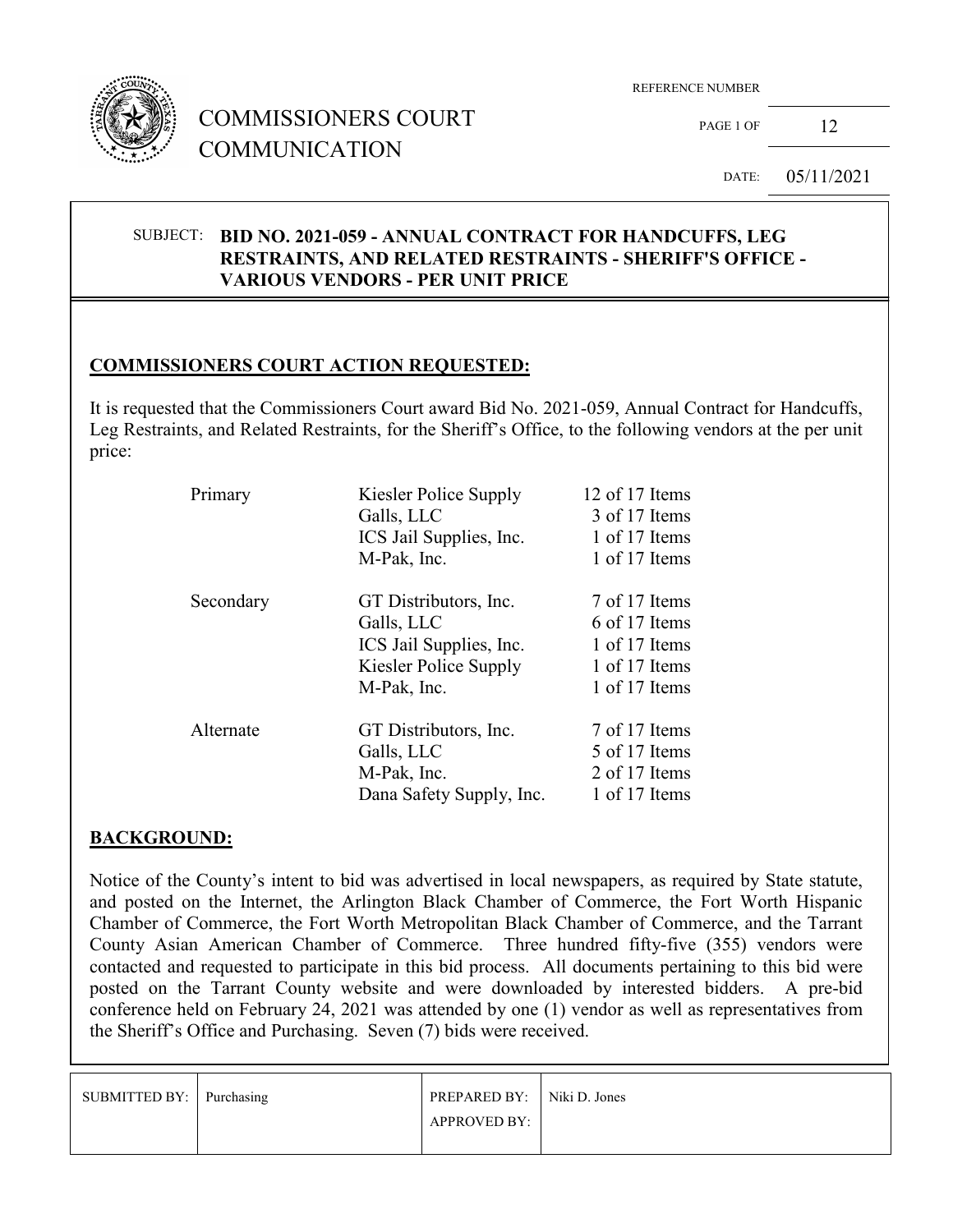# COMMISSIONERS COURT COMMUNICATION

REFERENCE NUMBER

DATE: 05/11/2021

SUBJECT: **BID NO. 2021-059 - ANNUAL CONTRACT FOR HANDCUFFS, LEG RESTRAINTS, AND RELATED RESTRAINTS - SHERIFF'S OFFICE - VARIOUS VENDORS - PER UNIT PRICE**

## COMMISSIONERS COURT ACTION REQUESTED:

It is requested that the Commissioners Court award Bid No. 2021-059, Annual Contract for Handcuffs, Leg Restraints, and Related Restraints, for the Sheriff's Office, to the following vendors at the per unit price:

| | | |
|---|---|---|
| Primary | Kiesler Police Supply | 12 of 17 Items |
| | Galls, LLC | 3 of 17 Items |
| | ICS Jail Supplies, Inc. | 1 of 17 Items |
| | M-Pak, Inc. | 1 of 17 Items |
| Secondary | GT Distributors, Inc. | 7 of 17 Items |
| | Galls, LLC | 6 of 17 Items |
| | ICS Jail Supplies, Inc. | 1 of 17 Items |
| | Kiesler Police Supply | 1 of 17 Items |
| | M-Pak, Inc. | 1 of 17 Items |
| Alternate | GT Distributors, Inc. | 7 of 17 Items |
| | Galls, LLC | 5 of 17 Items |
| | M-Pak, Inc. | 2 of 17 Items |
| | Dana Safety Supply, Inc. | 1 of 17 Items |

## BACKGROUND:

Notice of the County's intent to bid was advertised in local newspapers, as required by State statute, and posted on the Internet, the Arlington Black Chamber of Commerce, the Fort Worth Hispanic Chamber of Commerce, the Fort Worth Metropolitan Black Chamber of Commerce, and the Tarrant County Asian American Chamber of Commerce. Three hundred fifty-five (355) vendors were contacted and requested to participate in this bid process. All documents pertaining to this bid were posted on the Tarrant County website and were downloaded by interested bidders. A pre-bid conference held on February 24, 2021 was attended by one (1) vendor as well as representatives from the Sheriff's Office and Purchasing. Seven (7) bids were received.

| SUBMITTED BY: | Purchasing | PREPARED BY: | Niki D. Jones |
|---|---|---|---|
| | | APPROVED BY: | |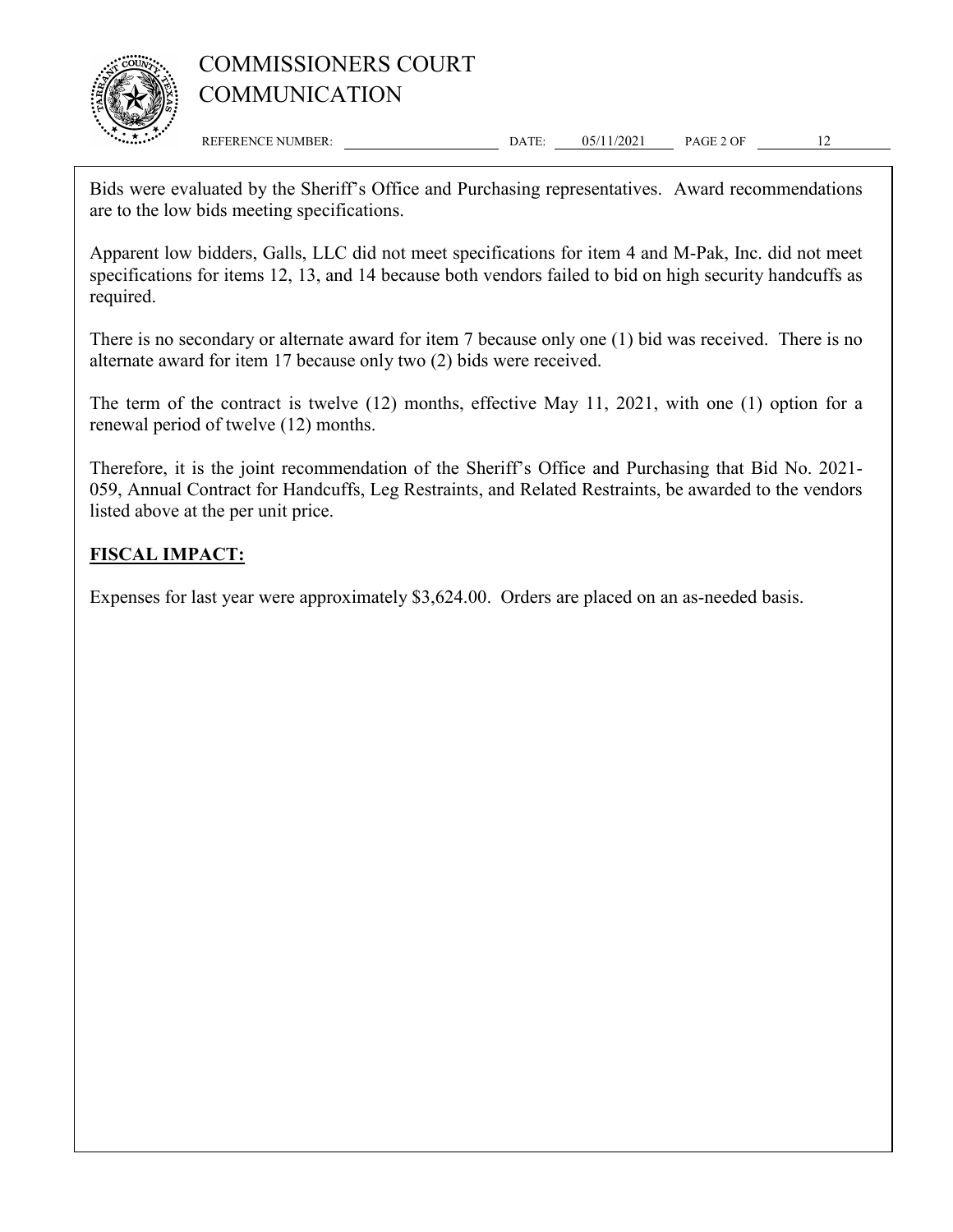Bids were evaluated by the Sheriff's Office and Purchasing representatives. Award recommendations are to the low bids meeting specifications.

Apparent low bidders, Galls, LLC did not meet specifications for item 4 and M-Pak, Inc. did not meet specifications for items 12, 13, and 14 because both vendors failed to bid on high security handcuffs as required.

There is no secondary or alternate award for item 7 because only one (1) bid was received. There is no alternate award for item 17 because only two (2) bids were received.

The term of the contract is twelve (12) months, effective May 11, 2021, with one (1) option for a renewal period of twelve (12) months.

Therefore, it is the joint recommendation of the Sheriff's Office and Purchasing that Bid No. 2021-059, Annual Contract for Handcuffs, Leg Restraints, and Related Restraints, be awarded to the vendors listed above at the per unit price.

## **FISCAL IMPACT:**

Expenses for last year were approximately $3,624.00. Orders are placed on an as-needed basis.